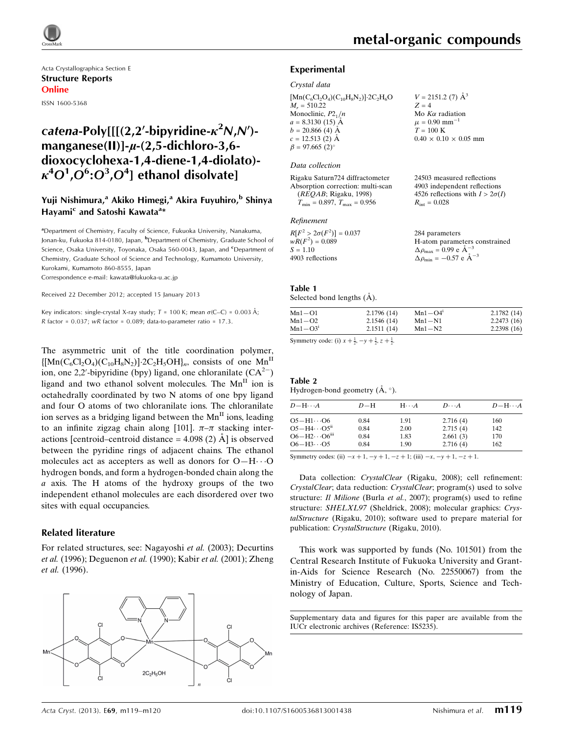Acta Crystallographica Section E
**Structure Reports**
**Online**

ISSN 1600-5368

# *catena*-Poly[[[(2,2′-bipyridine-$\kappa^2N,N'$)-manganese(II)]-$\mu$-(2,5-dichloro-3,6-dioxocyclohexa-1,4-diene-1,4-diolato)-$\kappa^4O^1,O^6:O^3,O^4$] ethanol disolvate]

**Yuji Nishimura,[a] Akiko Himegi,[a] Akira Fuyuhiro,[b] Shinya Hayami[c] and Satoshi Kawata[a]***

[a]Department of Chemistry, Faculty of Science, Fukuoka University, Nanakuma, Jonan-ku, Fukuoka 814-0180, Japan, [b]Department of Chemistry, Graduate School of Science, Osaka University, Toyonaka, Osaka 560-0043, Japan, and [c]Department of Chemistry, Graduate School of Science and Technology, Kumamoto University, Kurokami, Kumamoto 860-8555, Japan
Correspondence e-mail: kawata@fukuoka-u.ac.jp

Received 22 December 2012; accepted 15 January 2013

Key indicators: single-crystal X-ray study; $T$ = 100 K; mean $\sigma$(C–C) = 0.003 Å; $R$ factor = 0.037; $wR$ factor = 0.089; data-to-parameter ratio = 17.3.

The asymmetric unit of the title coordination polymer, $\{[Mn(C_6Cl_2O_4)(C_{10}H_8N_2)]\cdot 2C_2H_5OH\}_n$, consists of one $Mn^{II}$ ion, one 2,2′-bipyridine (bpy) ligand, one chloranilate ($CA^{2-}$) ligand and two ethanol solvent molecules. The $Mn^{II}$ ion is octahedrally coordinated by two N atoms of one bpy ligand and four O atoms of two chloranilate ions. The chloranilate ion serves as a bridging ligand between the $Mn^{II}$ ions, leading to an infinite zigzag chain along [101]. $\pi$–$\pi$ stacking interactions [centroid–centroid distance = 4.098 (2) Å] is observed between the pyridine rings of adjacent chains. The ethanol molecules act as accepters as well as donors for O—H⋯O hydrogen bonds, and form a hydrogen-bonded chain along the $a$ axis. The H atoms of the hydroxy groups of the two independent ethanol molecules are each disordered over two sites with equal occupancies.

## Related literature

For related structures, see: Nagayoshi *et al.* (2003); Decurtins *et al.* (1996); Deguenon *et al.* (1990); Kabir *et al.* (2001); Zheng *et al.* (1996).

## Experimental

### Crystal data

$[Mn(C_6Cl_2O_4)(C_{10}H_8N_2)]\cdot 2C_2H_6O$
$M_r$ = 510.22
Monoclinic, $P2_1/n$
$a$ = 8.3130 (15) Å
$b$ = 20.866 (4) Å
$c$ = 12.513 (2) Å
$\beta$ = 97.665 (2)°
$V$ = 2151.2 (7) Å$^3$
$Z$ = 4
Mo $K\alpha$ radiation
$\mu$ = 0.90 mm$^{-1}$
$T$ = 100 K
0.40 × 0.10 × 0.05 mm

### Data collection

Rigaku Saturn724 diffractometer
Absorption correction: multi-scan (*REQAB*; Rigaku, 1998)
$T_{min}$ = 0.897, $T_{max}$ = 0.956
24503 measured reflections
4903 independent reflections
4526 reflections with $I > 2\sigma(I)$
$R_{int}$ = 0.028

### Refinement

$R[F^2 > 2\sigma(F^2)]$ = 0.037
$wR(F^2)$ = 0.089
$S$ = 1.10
4903 reflections
284 parameters
H-atom parameters constrained
$\Delta\rho_{max}$ = 0.99 e Å$^{-3}$
$\Delta\rho_{min}$ = −0.57 e Å$^{-3}$

**Table 1**
Selected bond lengths (Å).

| | | | |
|---|---|---|---|
| Mn1—O1 | 2.1796 (14) | Mn1—O4$^i$ | 2.1782 (14) |
| Mn1—O2 | 2.1546 (14) | Mn1—N1 | 2.2473 (16) |
| Mn1—O3$^i$ | 2.1511 (14) | Mn1—N2 | 2.2398 (16) |

Symmetry code: (i) $x+\frac{1}{2}, -y+\frac{1}{2}, z+\frac{1}{2}$.

**Table 2**
Hydrogen-bond geometry (Å, °).

| $D$—H⋯$A$ | $D$—H | H⋯$A$ | $D$⋯$A$ | $D$—H⋯$A$ |
|---|---|---|---|---|
| O5—H1⋯O6 | 0.84 | 1.91 | 2.716 (4) | 160 |
| O5—H4⋯O5$^{ii}$ | 0.84 | 2.00 | 2.715 (4) | 142 |
| O6—H2⋯O6$^{iii}$ | 0.84 | 1.83 | 2.661 (3) | 170 |
| O6—H3⋯O5 | 0.84 | 1.90 | 2.716 (4) | 162 |

Symmetry codes: (ii) $-x+1, -y+1, -z+1$; (iii) $-x, -y+1, -z+1$.

Data collection: *CrystalClear* (Rigaku, 2008); cell refinement: *CrystalClear*; data reduction: *CrystalClear*; program(s) used to solve structure: *Il Milione* (Burla *et al.*, 2007); program(s) used to refine structure: *SHELXL97* (Sheldrick, 2008); molecular graphics: *CrystalStructure* (Rigaku, 2010); software used to prepare material for publication: *CrystalStructure* (Rigaku, 2010).

This work was supported by funds (No. 101501) from the Central Research Institute of Fukuoka University and Grant-in-Aids for Science Research (No. 22550067) from the Ministry of Education, Culture, Sports, Science and Technology of Japan.

Supplementary data and figures for this paper are available from the IUCr electronic archives (Reference: IS5235).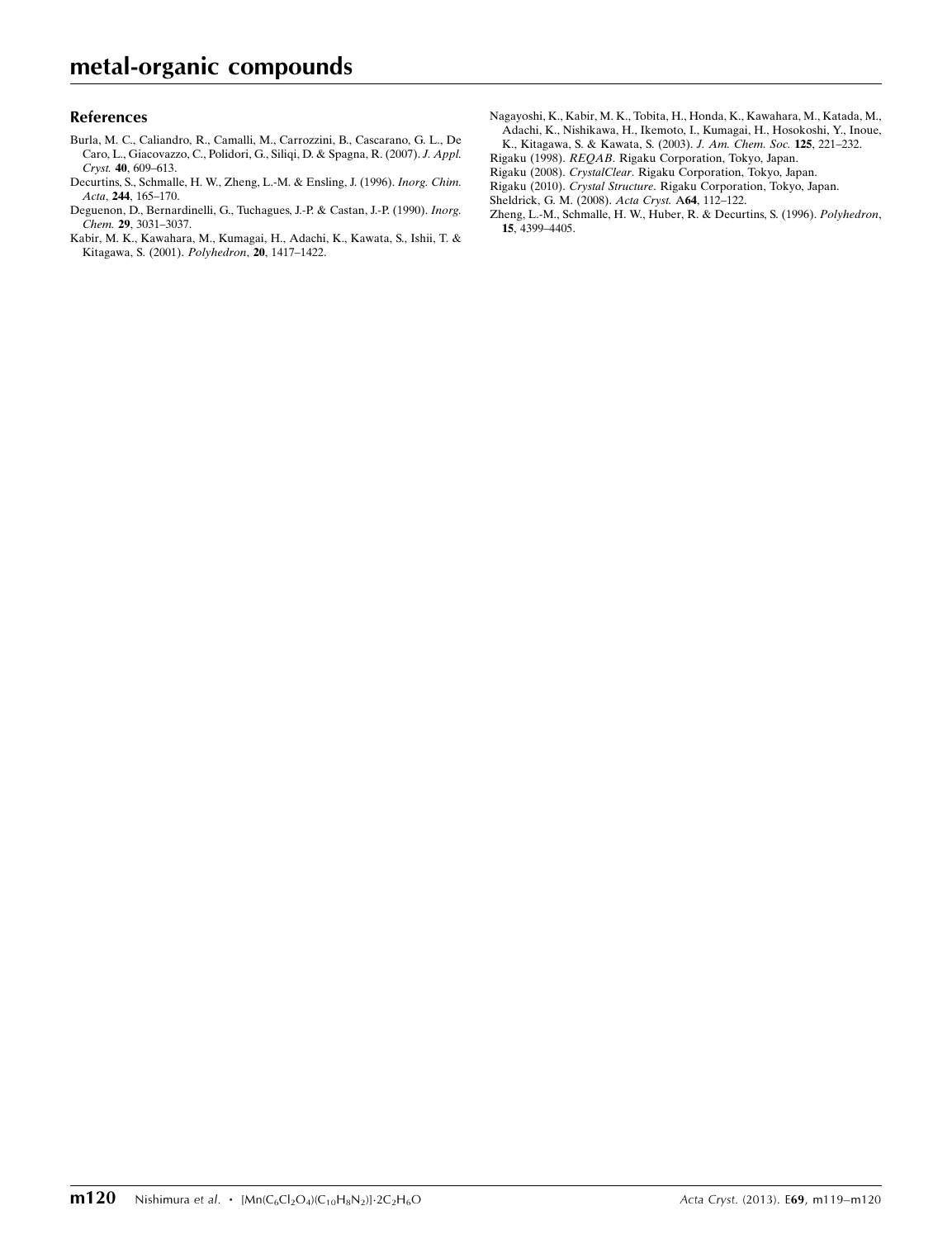## References

Burla, M. C., Caliandro, R., Camalli, M., Carrozzini, B., Cascarano, G. L., De Caro, L., Giacovazzo, C., Polidori, G., Siliqi, D. & Spagna, R. (2007). *J. Appl. Cryst.* **40**, 609–613.

Decurtins, S., Schmalle, H. W., Zheng, L.-M. & Ensling, J. (1996). *Inorg. Chim. Acta*, **244**, 165–170.

Deguenon, D., Bernardinelli, G., Tuchagues, J.-P. & Castan, J.-P. (1990). *Inorg. Chem.* **29**, 3031–3037.

Kabir, M. K., Kawahara, M., Kumagai, H., Adachi, K., Kawata, S., Ishii, T. & Kitagawa, S. (2001). *Polyhedron*, **20**, 1417–1422.

Nagayoshi, K., Kabir, M. K., Tobita, H., Honda, K., Kawahara, M., Katada, M., Adachi, K., Nishikawa, H., Ikemoto, I., Kumagai, H., Hosokoshi, Y., Inoue, K., Kitagawa, S. & Kawata, S. (2003). *J. Am. Chem. Soc.* **125**, 221–232.

Rigaku (1998). *REQAB*. Rigaku Corporation, Tokyo, Japan.

Rigaku (2008). *CrystalClear*. Rigaku Corporation, Tokyo, Japan.

Rigaku (2010). *Crystal Structure*. Rigaku Corporation, Tokyo, Japan.

Sheldrick, G. M. (2008). *Acta Cryst.* A**64**, 112–122.

Zheng, L.-M., Schmalle, H. W., Huber, R. & Decurtins, S. (1996). *Polyhedron*, **15**, 4399–4405.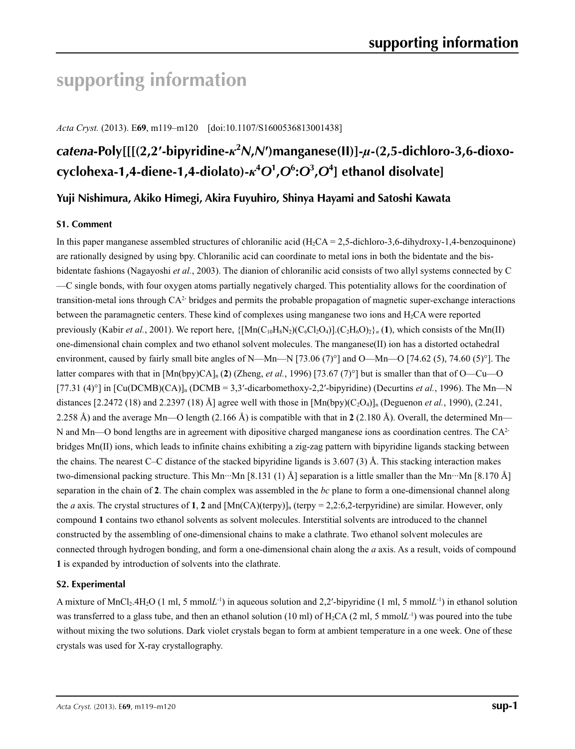# supporting information

*Acta Cryst.* (2013). E**69**, m119–m120 [doi:10.1107/S1600536813001438]

## *catena*-Poly[[[(2,2′-bipyridine-$\kappa^2N,N'$)manganese(II)]-$\mu$-(2,5-dichloro-3,6-dioxocyclohexa-1,4-diene-1,4-diolato)-$\kappa^4O^1,O^6:O^3,O^4$] ethanol disolvate]

**Yuji Nishimura, Akiko Himegi, Akira Fuyuhiro, Shinya Hayami and Satoshi Kawata**

### S1. Comment

In this paper manganese assembled structures of chloranilic acid ($H_2CA$ = 2,5-dichloro-3,6-dihydroxy-1,4-benzoquinone) are rationally designed by using bpy. Chloranilic acid can coordinate to metal ions in both the bidentate and the bis-bidentate fashions (Nagayoshi *et al.*, 2003). The dianion of chloranilic acid consists of two allyl systems connected by C—C single bonds, with four oxygen atoms partially negatively charged. This potentiality allows for the coordination of transition-metal ions through $CA^{2-}$ bridges and permits the probable propagation of magnetic super-exchange interactions between the paramagnetic centers. These kind of complexes using manganese two ions and $H_2CA$ were reported previously (Kabir *et al.*, 2001). We report here, $\{[Mn(C_{10}H_8N_2)(C_6Cl_2O_4)].(C_2H_6O)_2\}_n$ (**1**), which consists of the Mn(II) one-dimensional chain complex and two ethanol solvent molecules. The manganese(II) ion has a distorted octahedral environment, caused by fairly small bite angles of N—Mn—N [73.06 (7)°] and O—Mn—O [74.62 (5), 74.60 (5)°]. The latter compares with that in $[Mn(bpy)CA]_n$ (**2**) (Zheng, *et al.*, 1996) [73.67 (7)°] but is smaller than that of O—Cu—O [77.31 (4)°] in $[Cu(DCMB)(CA)]_n$ (DCMB = 3,3′-dicarbomethoxy-2,2′-bipyridine) (Decurtins *et al.*, 1996). The Mn—N distances [2.2472 (18) and 2.2397 (18) Å] agree well with those in $[Mn(bpy)(C_2O_4)]_n$ (Deguenon *et al.*, 1990), (2.241, 2.258 Å) and the average Mn—O length (2.166 Å) is compatible with that in **2** (2.180 Å). Overall, the determined Mn—N and Mn—O bond lengths are in agreement with dipositive charged manganese ions as coordination centres. The $CA^{2-}$ bridges Mn(II) ions, which leads to infinite chains exhibiting a zig-zag pattern with bipyridine ligands stacking between the chains. The nearest C–C distance of the stacked bipyridine ligands is 3.607 (3) Å. This stacking interaction makes two-dimensional packing structure. This Mn···Mn [8.131 (1) Å] separation is a little smaller than the Mn···Mn [8.170 Å] separation in the chain of **2**. The chain complex was assembled in the *bc* plane to form a one-dimensional channel along the *a* axis. The crystal structures of **1**, **2** and $[Mn(CA)(terpy)]_n$ (terpy = 2,2:6,2-terpyridine) are similar. However, only compound **1** contains two ethanol solvents as solvent molecules. Interstitial solvents are introduced to the channel constructed by the assembling of one-dimensional chains to make a clathrate. Two ethanol solvent molecules are connected through hydrogen bonding, and form a one-dimensional chain along the *a* axis. As a result, voids of compound **1** is expanded by introduction of solvents into the clathrate.

### S2. Experimental

A mixture of $MnCl_2.4H_2O$ (1 ml, 5 mmol$L^{-1}$) in aqueous solution and 2,2′-bipyridine (1 ml, 5 mmol$L^{-1}$) in ethanol solution was transferred to a glass tube, and then an ethanol solution (10 ml) of $H_2CA$ (2 ml, 5 mmol$L^{-1}$) was poured into the tube without mixing the two solutions. Dark violet crystals began to form at ambient temperature in a one week. One of these crystals was used for X-ray crystallography.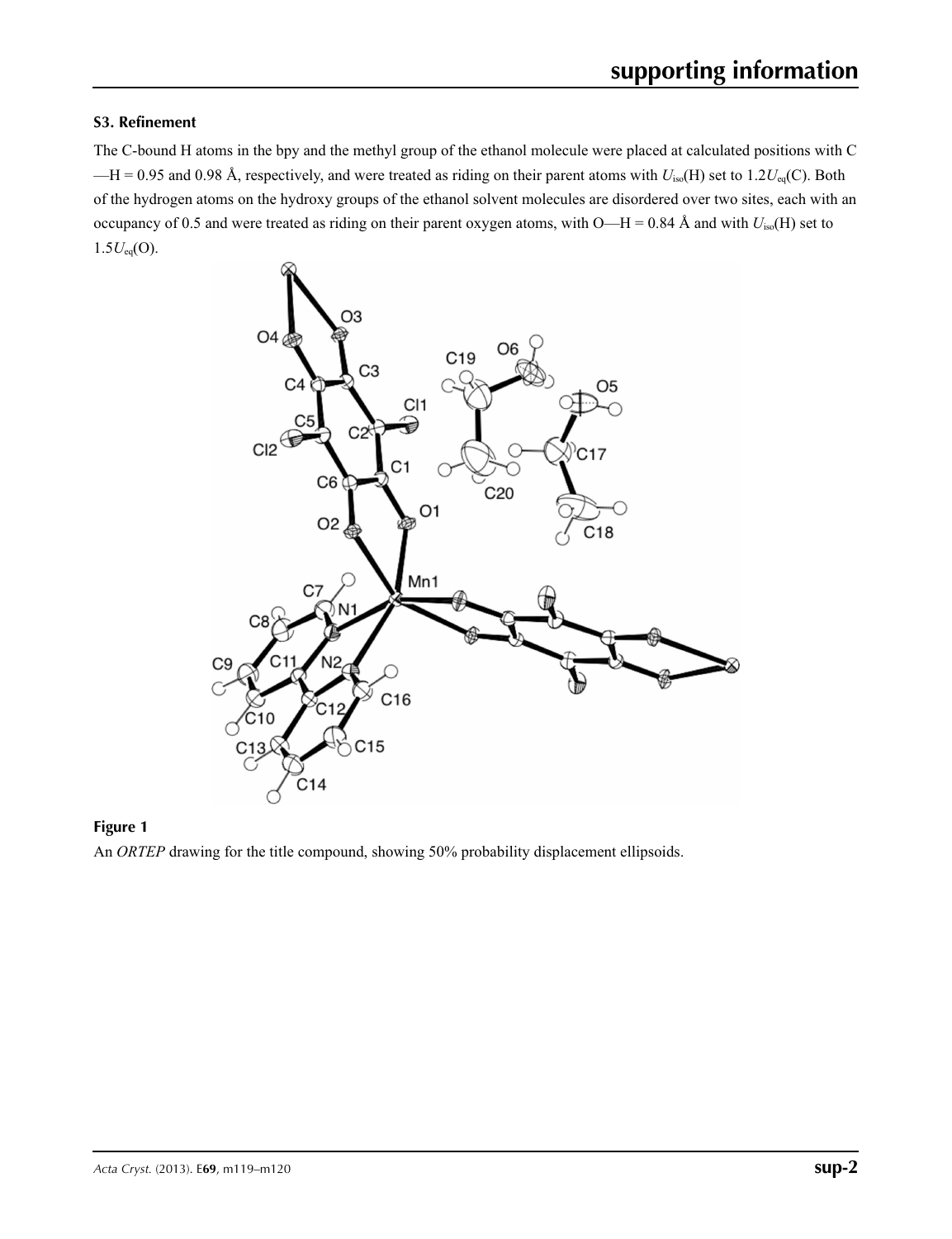### S3. Refinement

The C-bound H atoms in the bpy and the methyl group of the ethanol molecule were placed at calculated positions with C—H = 0.95 and 0.98 Å, respectively, and were treated as riding on their parent atoms with $U_{iso}$(H) set to 1.2$U_{eq}$(C). Both of the hydrogen atoms on the hydroxy groups of the ethanol solvent molecules are disordered over two sites, each with an occupancy of 0.5 and were treated as riding on their parent oxygen atoms, with O—H = 0.84 Å and with $U_{iso}$(H) set to 1.5$U_{eq}$(O).

**Figure 1**

An *ORTEP* drawing for the title compound, showing 50% probability displacement ellipsoids.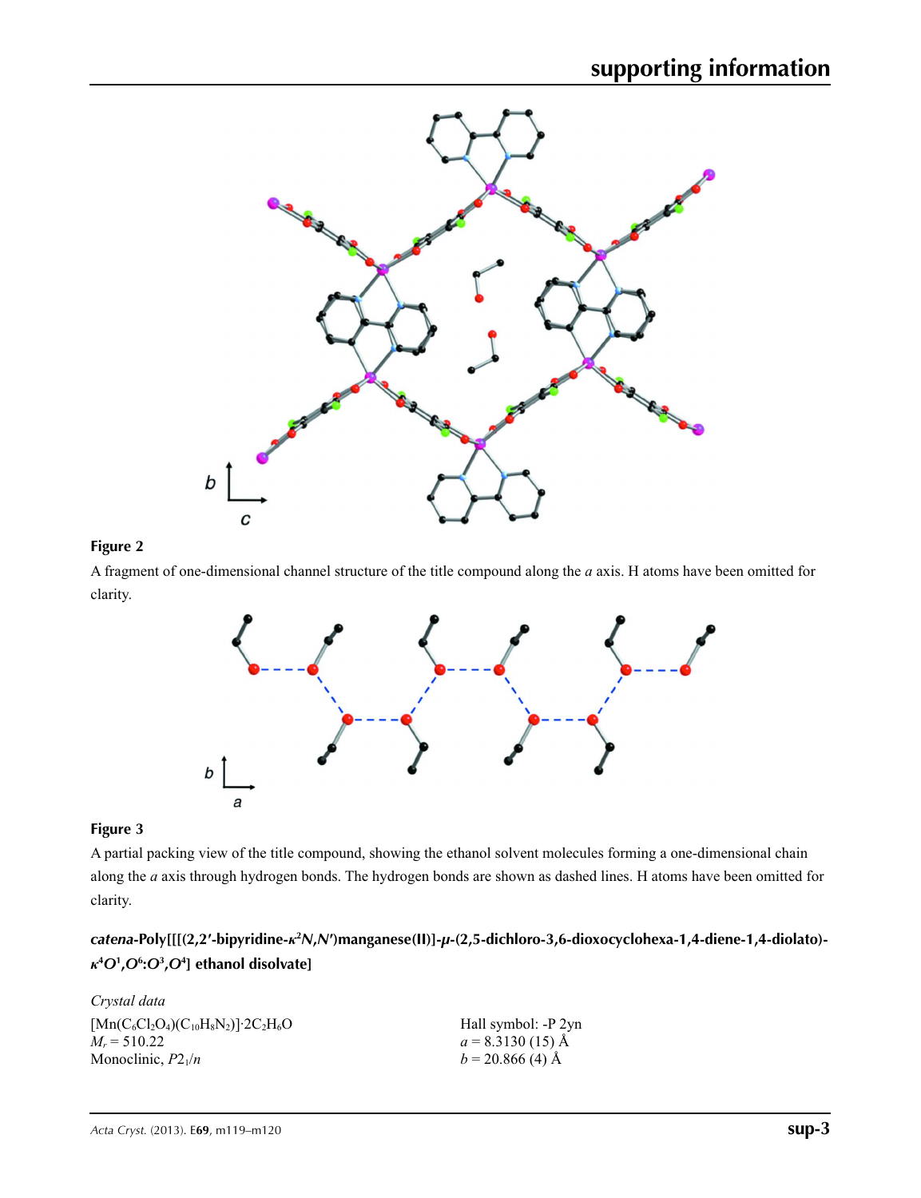**Figure 2**

A fragment of one-dimensional channel structure of the title compound along the *a* axis. H atoms have been omitted for clarity.

**Figure 3**

A partial packing view of the title compound, showing the ethanol solvent molecules forming a one-dimensional chain along the *a* axis through hydrogen bonds. The hydrogen bonds are shown as dashed lines. H atoms have been omitted for clarity.

### *catena*-Poly[[[(2,2′-bipyridine-$\kappa^2N,N'$)manganese(II)]-$\mu$-(2,5-dichloro-3,6-dioxocyclohexa-1,4-diene-1,4-diolato)-$\kappa^4O^1,O^6:O^3,O^4$] ethanol disolvate]

*Crystal data*

$[Mn(C_6Cl_2O_4)(C_{10}H_8N_2)]\cdot 2C_2H_6O$
$M_r = 510.22$
Monoclinic, $P2_1/n$
Hall symbol: -P 2yn
$a = 8.3130$ (15) Å
$b = 20.866$ (4) Å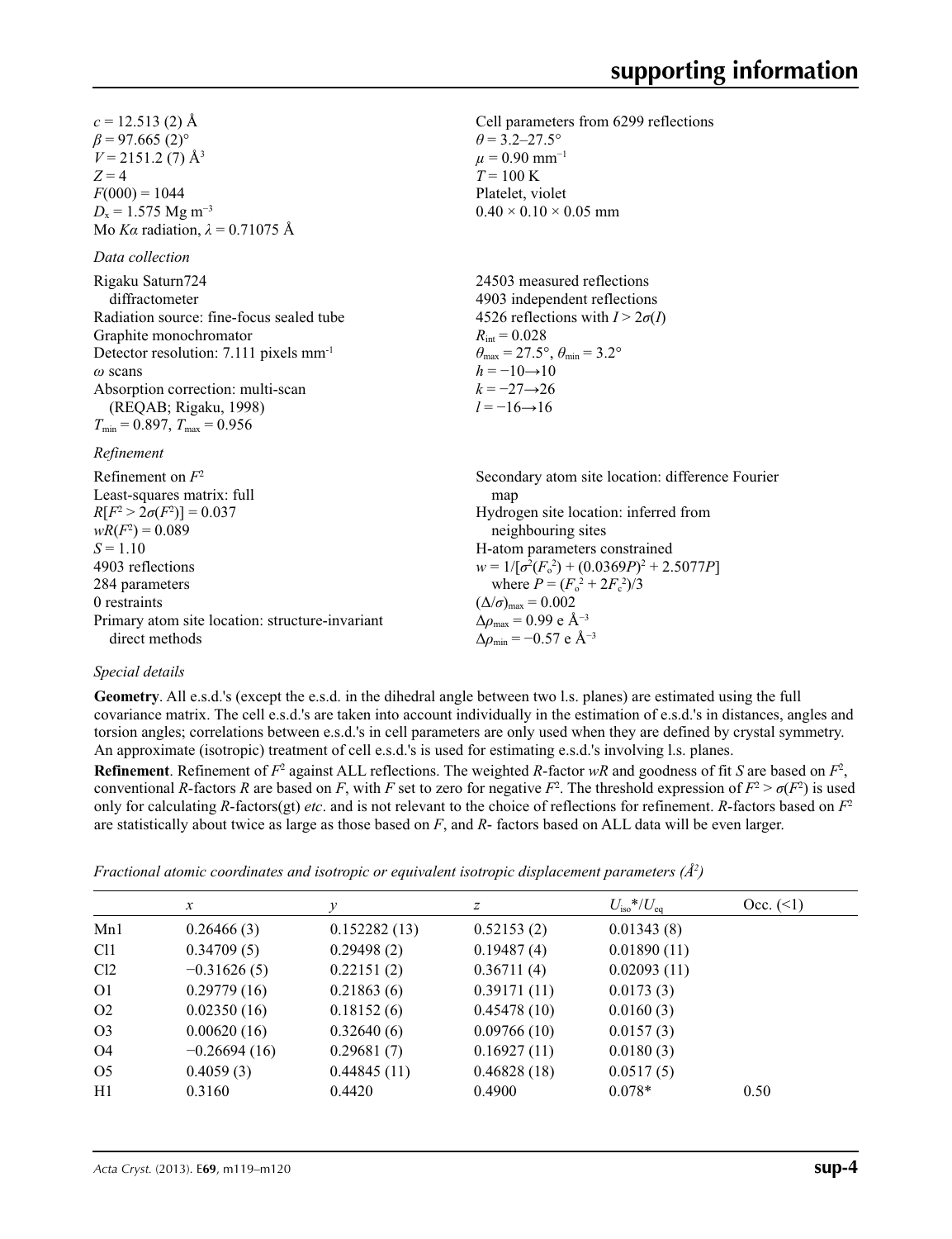$c$ = 12.513 (2) Å
$\beta$ = 97.665 (2)°
$V$ = 2151.2 (7) Å$^3$
$Z$ = 4
$F$(000) = 1044
$D_x$ = 1.575 Mg m$^{-3}$
Mo $K\alpha$ radiation, $\lambda$ = 0.71075 Å
Cell parameters from 6299 reflections
$\theta$ = 3.2–27.5°
$\mu$ = 0.90 mm$^{-1}$
$T$ = 100 K
Platelet, violet
0.40 × 0.10 × 0.05 mm

*Data collection*

Rigaku Saturn724 diffractometer
Radiation source: fine-focus sealed tube
Graphite monochromator
Detector resolution: 7.111 pixels mm$^{-1}$
$\omega$ scans
Absorption correction: multi-scan (REQAB; Rigaku, 1998)
$T_{min}$ = 0.897, $T_{max}$ = 0.956
24503 measured reflections
4903 independent reflections
4526 reflections with $I > 2\sigma(I)$
$R_{int}$ = 0.028
$\theta_{max}$ = 27.5°, $\theta_{min}$ = 3.2°
$h$ = −10→10
$k$ = −27→26
$l$ = −16→16

*Refinement*

Refinement on $F^2$
Least-squares matrix: full
$R[F^2 > 2\sigma(F^2)]$ = 0.037
$wR(F^2)$ = 0.089
$S$ = 1.10
4903 reflections
284 parameters
0 restraints
Primary atom site location: structure-invariant direct methods
Secondary atom site location: difference Fourier map
Hydrogen site location: inferred from neighbouring sites
H-atom parameters constrained
$w = 1/[\sigma^2(F_o^2) + (0.0369P)^2 + 2.5077P]$ where $P = (F_o^2 + 2F_c^2)/3$
$(\Delta/\sigma)_{max}$ = 0.002
$\Delta\rho_{max}$ = 0.99 e Å$^{-3}$
$\Delta\rho_{min}$ = −0.57 e Å$^{-3}$

*Special details*

**Geometry**. All e.s.d.'s (except the e.s.d. in the dihedral angle between two l.s. planes) are estimated using the full covariance matrix. The cell e.s.d.'s are taken into account individually in the estimation of e.s.d.'s in distances, angles and torsion angles; correlations between e.s.d.'s in cell parameters are only used when they are defined by crystal symmetry. An approximate (isotropic) treatment of cell e.s.d.'s is used for estimating e.s.d.'s involving l.s. planes.

**Refinement**. Refinement of $F^2$ against ALL reflections. The weighted $R$-factor $wR$ and goodness of fit $S$ are based on $F^2$, conventional $R$-factors $R$ are based on $F$, with $F$ set to zero for negative $F^2$. The threshold expression of $F^2 > \sigma(F^2)$ is used only for calculating $R$-factors(gt) *etc*. and is not relevant to the choice of reflections for refinement. $R$-factors based on $F^2$ are statistically about twice as large as those based on $F$, and $R$- factors based on ALL data will be even larger.

*Fractional atomic coordinates and isotropic or equivalent isotropic displacement parameters (Å$^2$)*

| | $x$ | $y$ | $z$ | $U_{iso}$*/$U_{eq}$ | Occ. (<1) |
|---|---|---|---|---|---|
| Mn1 | 0.26466 (3) | 0.152282 (13) | 0.52153 (2) | 0.01343 (8) | |
| Cl1 | 0.34709 (5) | 0.29498 (2) | 0.19487 (4) | 0.01890 (11) | |
| Cl2 | −0.31626 (5) | 0.22151 (2) | 0.36711 (4) | 0.02093 (11) | |
| O1 | 0.29779 (16) | 0.21863 (6) | 0.39171 (11) | 0.0173 (3) | |
| O2 | 0.02350 (16) | 0.18152 (6) | 0.45478 (10) | 0.0160 (3) | |
| O3 | 0.00620 (16) | 0.32640 (6) | 0.09766 (10) | 0.0157 (3) | |
| O4 | −0.26694 (16) | 0.29681 (7) | 0.16927 (11) | 0.0180 (3) | |
| O5 | 0.4059 (3) | 0.44845 (11) | 0.46828 (18) | 0.0517 (5) | |
| H1 | 0.3160 | 0.4420 | 0.4900 | 0.078* | 0.50 |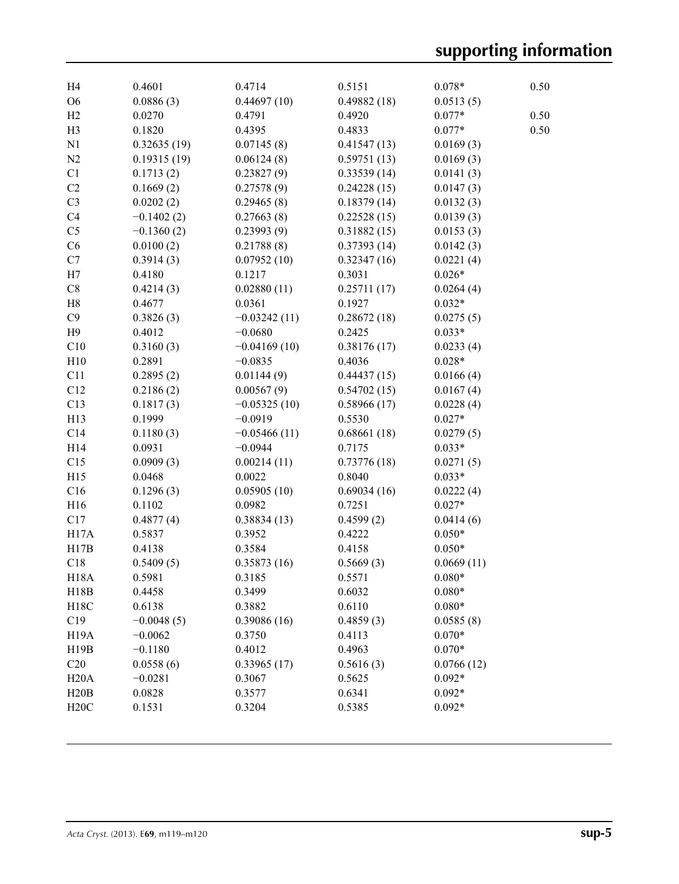| | | | | | |
|---|---|---|---|---|---|
| H4 | 0.4601 | 0.4714 | 0.5151 | 0.078* | 0.50 |
| O6 | 0.0886 (3) | 0.44697 (10) | 0.49882 (18) | 0.0513 (5) | |
| H2 | 0.0270 | 0.4791 | 0.4920 | 0.077* | 0.50 |
| H3 | 0.1820 | 0.4395 | 0.4833 | 0.077* | 0.50 |
| N1 | 0.32635 (19) | 0.07145 (8) | 0.41547 (13) | 0.0169 (3) | |
| N2 | 0.19315 (19) | 0.06124 (8) | 0.59751 (13) | 0.0169 (3) | |
| C1 | 0.1713 (2) | 0.23827 (9) | 0.33539 (14) | 0.0141 (3) | |
| C2 | 0.1669 (2) | 0.27578 (9) | 0.24228 (15) | 0.0147 (3) | |
| C3 | 0.0202 (2) | 0.29465 (8) | 0.18379 (14) | 0.0132 (3) | |
| C4 | −0.1402 (2) | 0.27663 (8) | 0.22528 (15) | 0.0139 (3) | |
| C5 | −0.1360 (2) | 0.23993 (9) | 0.31882 (15) | 0.0153 (3) | |
| C6 | 0.0100 (2) | 0.21788 (8) | 0.37393 (14) | 0.0142 (3) | |
| C7 | 0.3914 (3) | 0.07952 (10) | 0.32347 (16) | 0.0221 (4) | |
| H7 | 0.4180 | 0.1217 | 0.3031 | 0.026* | |
| C8 | 0.4214 (3) | 0.02880 (11) | 0.25711 (17) | 0.0264 (4) | |
| H8 | 0.4677 | 0.0361 | 0.1927 | 0.032* | |
| C9 | 0.3826 (3) | −0.03242 (11) | 0.28672 (18) | 0.0275 (5) | |
| H9 | 0.4012 | −0.0680 | 0.2425 | 0.033* | |
| C10 | 0.3160 (3) | −0.04169 (10) | 0.38176 (17) | 0.0233 (4) | |
| H10 | 0.2891 | −0.0835 | 0.4036 | 0.028* | |
| C11 | 0.2895 (2) | 0.01144 (9) | 0.44437 (15) | 0.0166 (4) | |
| C12 | 0.2186 (2) | 0.00567 (9) | 0.54702 (15) | 0.0167 (4) | |
| C13 | 0.1817 (3) | −0.05325 (10) | 0.58966 (17) | 0.0228 (4) | |
| H13 | 0.1999 | −0.0919 | 0.5530 | 0.027* | |
| C14 | 0.1180 (3) | −0.05466 (11) | 0.68661 (18) | 0.0279 (5) | |
| H14 | 0.0931 | −0.0944 | 0.7175 | 0.033* | |
| C15 | 0.0909 (3) | 0.00214 (11) | 0.73776 (18) | 0.0271 (5) | |
| H15 | 0.0468 | 0.0022 | 0.8040 | 0.033* | |
| C16 | 0.1296 (3) | 0.05905 (10) | 0.69034 (16) | 0.0222 (4) | |
| H16 | 0.1102 | 0.0982 | 0.7251 | 0.027* | |
| C17 | 0.4877 (4) | 0.38834 (13) | 0.4599 (2) | 0.0414 (6) | |
| H17A | 0.5837 | 0.3952 | 0.4222 | 0.050* | |
| H17B | 0.4138 | 0.3584 | 0.4158 | 0.050* | |
| C18 | 0.5409 (5) | 0.35873 (16) | 0.5669 (3) | 0.0669 (11) | |
| H18A | 0.5981 | 0.3185 | 0.5571 | 0.080* | |
| H18B | 0.4458 | 0.3499 | 0.6032 | 0.080* | |
| H18C | 0.6138 | 0.3882 | 0.6110 | 0.080* | |
| C19 | −0.0048 (5) | 0.39086 (16) | 0.4859 (3) | 0.0585 (8) | |
| H19A | −0.0062 | 0.3750 | 0.4113 | 0.070* | |
| H19B | −0.1180 | 0.4012 | 0.4963 | 0.070* | |
| C20 | 0.0558 (6) | 0.33965 (17) | 0.5616 (3) | 0.0766 (12) | |
| H20A | −0.0281 | 0.3067 | 0.5625 | 0.092* | |
| H20B | 0.0828 | 0.3577 | 0.6341 | 0.092* | |
| H20C | 0.1531 | 0.3204 | 0.5385 | 0.092* | |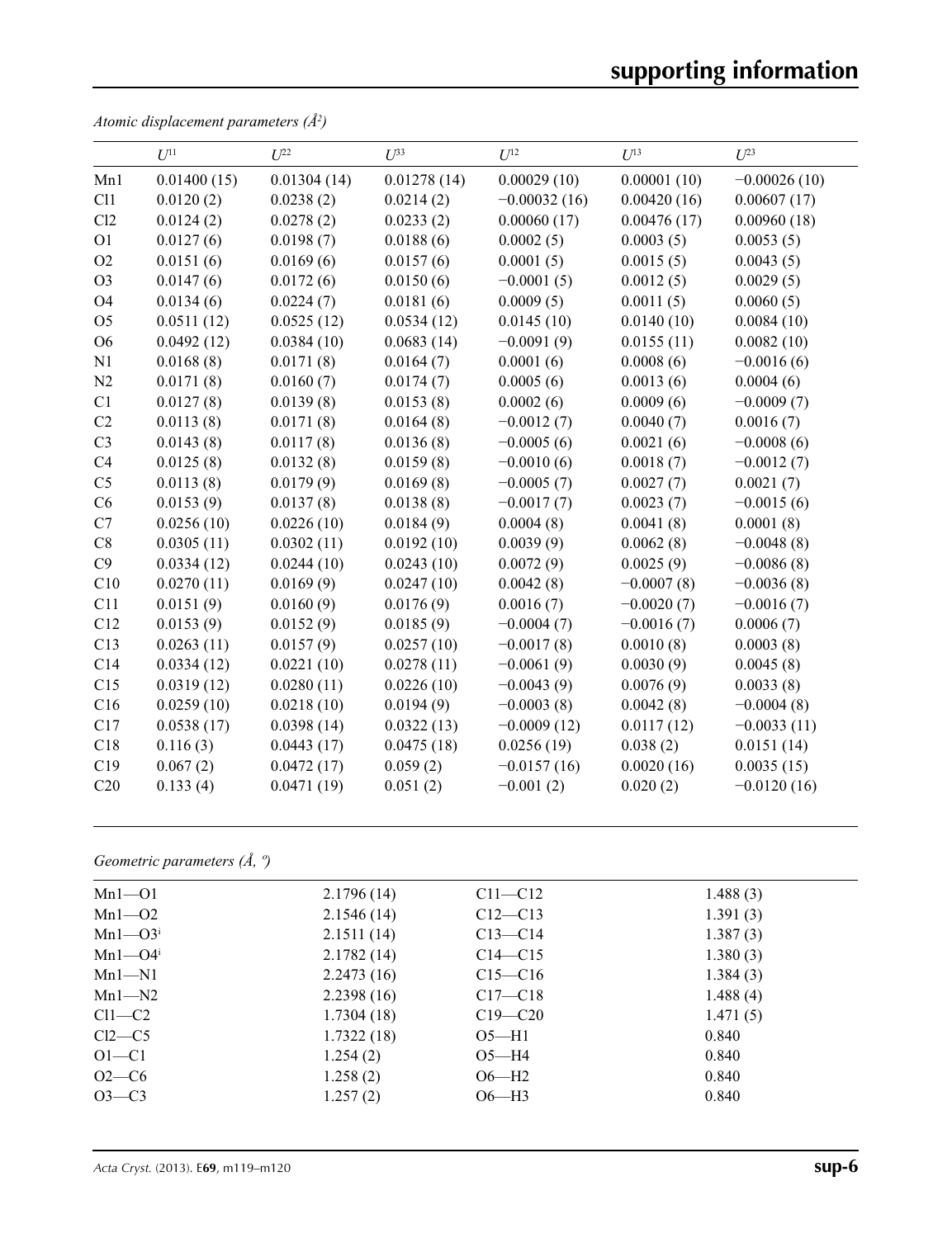*Atomic displacement parameters (Å²)*

| | $U^{11}$ | $U^{22}$ | $U^{33}$ | $U^{12}$ | $U^{13}$ | $U^{23}$ |
|---|---|---|---|---|---|---|
| Mn1 | 0.01400 (15) | 0.01304 (14) | 0.01278 (14) | 0.00029 (10) | 0.00001 (10) | −0.00026 (10) |
| Cl1 | 0.0120 (2) | 0.0238 (2) | 0.0214 (2) | −0.00032 (16) | 0.00420 (16) | 0.00607 (17) |
| Cl2 | 0.0124 (2) | 0.0278 (2) | 0.0233 (2) | 0.00060 (17) | 0.00476 (17) | 0.00960 (18) |
| O1 | 0.0127 (6) | 0.0198 (7) | 0.0188 (6) | 0.0002 (5) | 0.0003 (5) | 0.0053 (5) |
| O2 | 0.0151 (6) | 0.0169 (6) | 0.0157 (6) | 0.0001 (5) | 0.0015 (5) | 0.0043 (5) |
| O3 | 0.0147 (6) | 0.0172 (6) | 0.0150 (6) | −0.0001 (5) | 0.0012 (5) | 0.0029 (5) |
| O4 | 0.0134 (6) | 0.0224 (7) | 0.0181 (6) | 0.0009 (5) | 0.0011 (5) | 0.0060 (5) |
| O5 | 0.0511 (12) | 0.0525 (12) | 0.0534 (12) | 0.0145 (10) | 0.0140 (10) | 0.0084 (10) |
| O6 | 0.0492 (12) | 0.0384 (10) | 0.0683 (14) | −0.0091 (9) | 0.0155 (11) | 0.0082 (10) |
| N1 | 0.0168 (8) | 0.0171 (8) | 0.0164 (7) | 0.0001 (6) | 0.0008 (6) | −0.0016 (6) |
| N2 | 0.0171 (8) | 0.0160 (7) | 0.0174 (7) | 0.0005 (6) | 0.0013 (6) | 0.0004 (6) |
| C1 | 0.0127 (8) | 0.0139 (8) | 0.0153 (8) | 0.0002 (6) | 0.0009 (6) | −0.0009 (7) |
| C2 | 0.0113 (8) | 0.0171 (8) | 0.0164 (8) | −0.0012 (7) | 0.0040 (7) | 0.0016 (7) |
| C3 | 0.0143 (8) | 0.0117 (8) | 0.0136 (8) | −0.0005 (6) | 0.0021 (6) | −0.0008 (6) |
| C4 | 0.0125 (8) | 0.0132 (8) | 0.0159 (8) | −0.0010 (6) | 0.0018 (7) | −0.0012 (7) |
| C5 | 0.0113 (8) | 0.0179 (9) | 0.0169 (8) | −0.0005 (7) | 0.0027 (7) | 0.0021 (7) |
| C6 | 0.0153 (9) | 0.0137 (8) | 0.0138 (8) | −0.0017 (7) | 0.0023 (7) | −0.0015 (6) |
| C7 | 0.0256 (10) | 0.0226 (10) | 0.0184 (9) | 0.0004 (8) | 0.0041 (8) | 0.0001 (8) |
| C8 | 0.0305 (11) | 0.0302 (11) | 0.0192 (10) | 0.0039 (9) | 0.0062 (8) | −0.0048 (8) |
| C9 | 0.0334 (12) | 0.0244 (10) | 0.0243 (10) | 0.0072 (9) | 0.0025 (9) | −0.0086 (8) |
| C10 | 0.0270 (11) | 0.0169 (9) | 0.0247 (10) | 0.0042 (8) | −0.0007 (8) | −0.0036 (8) |
| C11 | 0.0151 (9) | 0.0160 (9) | 0.0176 (9) | 0.0016 (7) | −0.0020 (7) | −0.0016 (7) |
| C12 | 0.0153 (9) | 0.0152 (9) | 0.0185 (9) | −0.0004 (7) | −0.0016 (7) | 0.0006 (7) |
| C13 | 0.0263 (11) | 0.0157 (9) | 0.0257 (10) | −0.0017 (8) | 0.0010 (8) | 0.0003 (8) |
| C14 | 0.0334 (12) | 0.0221 (10) | 0.0278 (11) | −0.0061 (9) | 0.0030 (9) | 0.0045 (8) |
| C15 | 0.0319 (12) | 0.0280 (11) | 0.0226 (10) | −0.0043 (9) | 0.0076 (9) | 0.0033 (8) |
| C16 | 0.0259 (10) | 0.0218 (10) | 0.0194 (9) | −0.0003 (8) | 0.0042 (8) | −0.0004 (8) |
| C17 | 0.0538 (17) | 0.0398 (14) | 0.0322 (13) | −0.0009 (12) | 0.0117 (12) | −0.0033 (11) |
| C18 | 0.116 (3) | 0.0443 (17) | 0.0475 (18) | 0.0256 (19) | 0.038 (2) | 0.0151 (14) |
| C19 | 0.067 (2) | 0.0472 (17) | 0.059 (2) | −0.0157 (16) | 0.0020 (16) | 0.0035 (15) |
| C20 | 0.133 (4) | 0.0471 (19) | 0.051 (2) | −0.001 (2) | 0.020 (2) | −0.0120 (16) |

*Geometric parameters (Å, º)*

| | | | |
|---|---|---|---|
| Mn1—O1 | 2.1796 (14) | C11—C12 | 1.488 (3) |
| Mn1—O2 | 2.1546 (14) | C12—C13 | 1.391 (3) |
| Mn1—O3$^{i}$ | 2.1511 (14) | C13—C14 | 1.387 (3) |
| Mn1—O4$^{i}$ | 2.1782 (14) | C14—C15 | 1.380 (3) |
| Mn1—N1 | 2.2473 (16) | C15—C16 | 1.384 (3) |
| Mn1—N2 | 2.2398 (16) | C17—C18 | 1.488 (4) |
| Cl1—C2 | 1.7304 (18) | C19—C20 | 1.471 (5) |
| Cl2—C5 | 1.7322 (18) | O5—H1 | 0.840 |
| O1—C1 | 1.254 (2) | O5—H4 | 0.840 |
| O2—C6 | 1.258 (2) | O6—H2 | 0.840 |
| O3—C3 | 1.257 (2) | O6—H3 | 0.840 |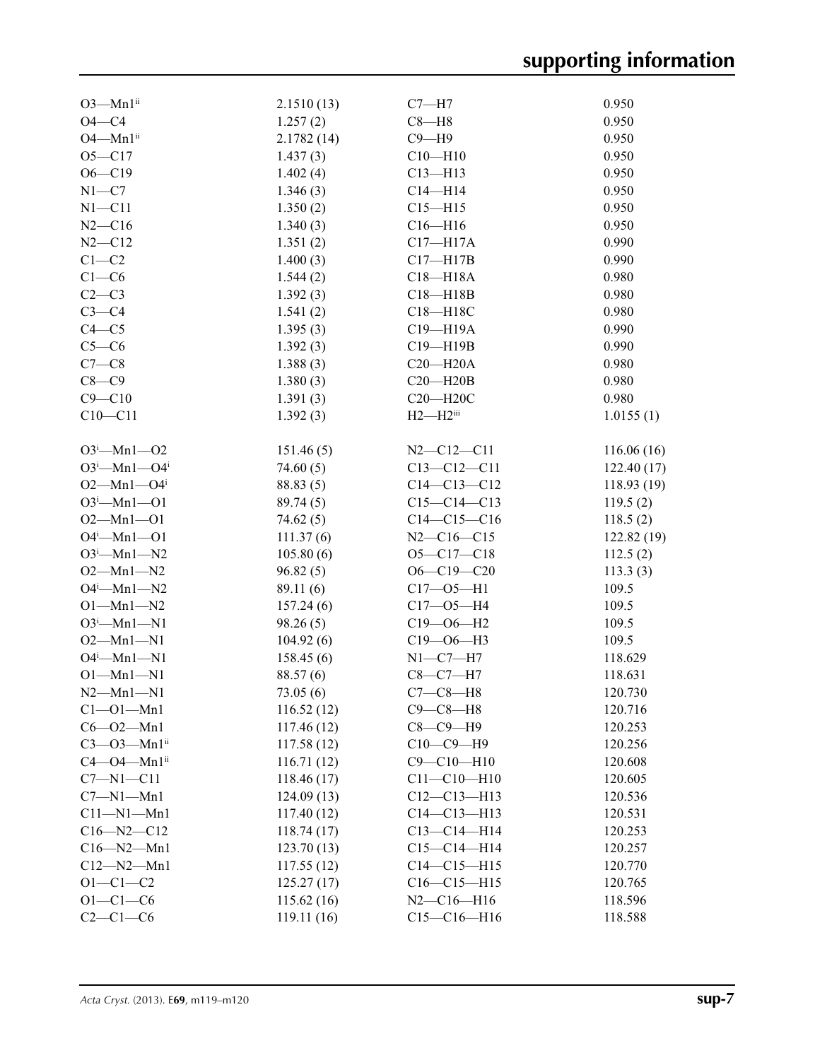| | | | |
|---|---|---|---|
| O3—Mn1$^{ii}$ | 2.1510 (13) | C7—H7 | 0.950 |
| O4—C4 | 1.257 (2) | C8—H8 | 0.950 |
| O4—Mn1$^{ii}$ | 2.1782 (14) | C9—H9 | 0.950 |
| O5—C17 | 1.437 (3) | C10—H10 | 0.950 |
| O6—C19 | 1.402 (4) | C13—H13 | 0.950 |
| N1—C7 | 1.346 (3) | C14—H14 | 0.950 |
| N1—C11 | 1.350 (2) | C15—H15 | 0.950 |
| N2—C16 | 1.340 (3) | C16—H16 | 0.950 |
| N2—C12 | 1.351 (2) | C17—H17A | 0.990 |
| C1—C2 | 1.400 (3) | C17—H17B | 0.990 |
| C1—C6 | 1.544 (2) | C18—H18A | 0.980 |
| C2—C3 | 1.392 (3) | C18—H18B | 0.980 |
| C3—C4 | 1.541 (2) | C18—H18C | 0.980 |
| C4—C5 | 1.395 (3) | C19—H19A | 0.990 |
| C5—C6 | 1.392 (3) | C19—H19B | 0.990 |
| C7—C8 | 1.388 (3) | C20—H20A | 0.980 |
| C8—C9 | 1.380 (3) | C20—H20B | 0.980 |
| C9—C10 | 1.391 (3) | C20—H20C | 0.980 |
| C10—C11 | 1.392 (3) | H2—H2$^{iii}$ | 1.0155 (1) |
| | | | |
| O3$^{i}$—Mn1—O2 | 151.46 (5) | N2—C12—C11 | 116.06 (16) |
| O3$^{i}$—Mn1—O4$^{i}$ | 74.60 (5) | C13—C12—C11 | 122.40 (17) |
| O2—Mn1—O4$^{i}$ | 88.83 (5) | C14—C13—C12 | 118.93 (19) |
| O3$^{i}$—Mn1—O1 | 89.74 (5) | C15—C14—C13 | 119.5 (2) |
| O2—Mn1—O1 | 74.62 (5) | C14—C15—C16 | 118.5 (2) |
| O4$^{i}$—Mn1—O1 | 111.37 (6) | N2—C16—C15 | 122.82 (19) |
| O3$^{i}$—Mn1—N2 | 105.80 (6) | O5—C17—C18 | 112.5 (2) |
| O2—Mn1—N2 | 96.82 (5) | O6—C19—C20 | 113.3 (3) |
| O4$^{i}$—Mn1—N2 | 89.11 (6) | C17—O5—H1 | 109.5 |
| O1—Mn1—N2 | 157.24 (6) | C17—O5—H4 | 109.5 |
| O3$^{i}$—Mn1—N1 | 98.26 (5) | C19—O6—H2 | 109.5 |
| O2—Mn1—N1 | 104.92 (6) | C19—O6—H3 | 109.5 |
| O4$^{i}$—Mn1—N1 | 158.45 (6) | N1—C7—H7 | 118.629 |
| O1—Mn1—N1 | 88.57 (6) | C8—C7—H7 | 118.631 |
| N2—Mn1—N1 | 73.05 (6) | C7—C8—H8 | 120.730 |
| C1—O1—Mn1 | 116.52 (12) | C9—C8—H8 | 120.716 |
| C6—O2—Mn1 | 117.46 (12) | C8—C9—H9 | 120.253 |
| C3—O3—Mn1$^{ii}$ | 117.58 (12) | C10—C9—H9 | 120.256 |
| C4—O4—Mn1$^{ii}$ | 116.71 (12) | C9—C10—H10 | 120.608 |
| C7—N1—C11 | 118.46 (17) | C11—C10—H10 | 120.605 |
| C7—N1—Mn1 | 124.09 (13) | C12—C13—H13 | 120.536 |
| C11—N1—Mn1 | 117.40 (12) | C14—C13—H13 | 120.531 |
| C16—N2—C12 | 118.74 (17) | C13—C14—H14 | 120.253 |
| C16—N2—Mn1 | 123.70 (13) | C15—C14—H14 | 120.257 |
| C12—N2—Mn1 | 117.55 (12) | C14—C15—H15 | 120.770 |
| O1—C1—C2 | 125.27 (17) | C16—C15—H15 | 120.765 |
| O1—C1—C6 | 115.62 (16) | N2—C16—H16 | 118.596 |
| C2—C1—C6 | 119.11 (16) | C15—C16—H16 | 118.588 |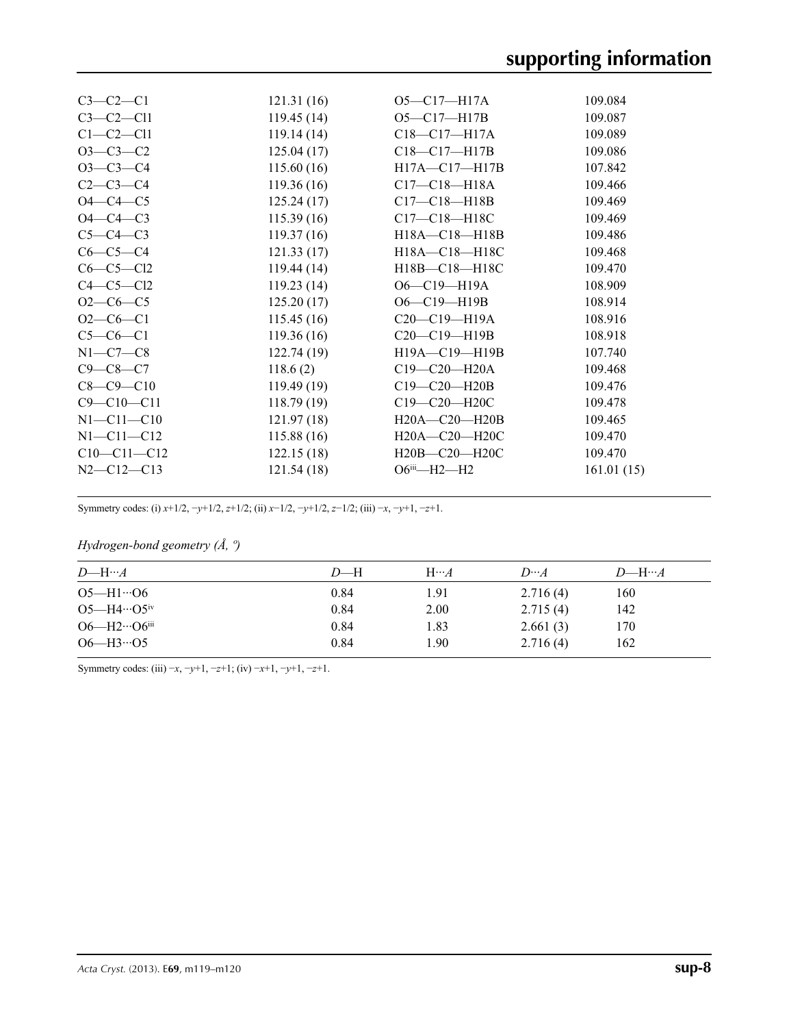| | | | |
|---|---|---|---|
| C3—C2—C1 | 121.31 (16) | O5—C17—H17A | 109.084 |
| C3—C2—Cl1 | 119.45 (14) | O5—C17—H17B | 109.087 |
| C1—C2—Cl1 | 119.14 (14) | C18—C17—H17A | 109.089 |
| O3—C3—C2 | 125.04 (17) | C18—C17—H17B | 109.086 |
| O3—C3—C4 | 115.60 (16) | H17A—C17—H17B | 107.842 |
| C2—C3—C4 | 119.36 (16) | C17—C18—H18A | 109.466 |
| O4—C4—C5 | 125.24 (17) | C17—C18—H18B | 109.469 |
| O4—C4—C3 | 115.39 (16) | C17—C18—H18C | 109.469 |
| C5—C4—C3 | 119.37 (16) | H18A—C18—H18B | 109.486 |
| C6—C5—C4 | 121.33 (17) | H18A—C18—H18C | 109.468 |
| C6—C5—Cl2 | 119.44 (14) | H18B—C18—H18C | 109.470 |
| C4—C5—Cl2 | 119.23 (14) | O6—C19—H19A | 108.909 |
| O2—C6—C5 | 125.20 (17) | O6—C19—H19B | 108.914 |
| O2—C6—C1 | 115.45 (16) | C20—C19—H19A | 108.916 |
| C5—C6—C1 | 119.36 (16) | C20—C19—H19B | 108.918 |
| N1—C7—C8 | 122.74 (19) | H19A—C19—H19B | 107.740 |
| C9—C8—C7 | 118.6 (2) | C19—C20—H20A | 109.468 |
| C8—C9—C10 | 119.49 (19) | C19—C20—H20B | 109.476 |
| C9—C10—C11 | 118.79 (19) | C19—C20—H20C | 109.478 |
| N1—C11—C10 | 121.97 (18) | H20A—C20—H20B | 109.465 |
| N1—C11—C12 | 115.88 (16) | H20A—C20—H20C | 109.470 |
| C10—C11—C12 | 122.15 (18) | H20B—C20—H20C | 109.470 |
| N2—C12—C13 | 121.54 (18) | O6$^{iii}$—H2—H2 | 161.01 (15) |

Symmetry codes: (i) $x+1/2, -y+1/2, z+1/2$; (ii) $x-1/2, -y+1/2, z-1/2$; (iii) $-x, -y+1, -z+1$.

*Hydrogen-bond geometry (Å, º)*

| *D*—H···*A* | *D*—H | H···*A* | *D*···*A* | *D*—H···*A* |
|---|---|---|---|---|
| O5—H1···O6 | 0.84 | 1.91 | 2.716 (4) | 160 |
| O5—H4···O5$^{iv}$ | 0.84 | 2.00 | 2.715 (4) | 142 |
| O6—H2···O6$^{iii}$ | 0.84 | 1.83 | 2.661 (3) | 170 |
| O6—H3···O5 | 0.84 | 1.90 | 2.716 (4) | 162 |

Symmetry codes: (iii) $-x, -y+1, -z+1$; (iv) $-x+1, -y+1, -z+1$.